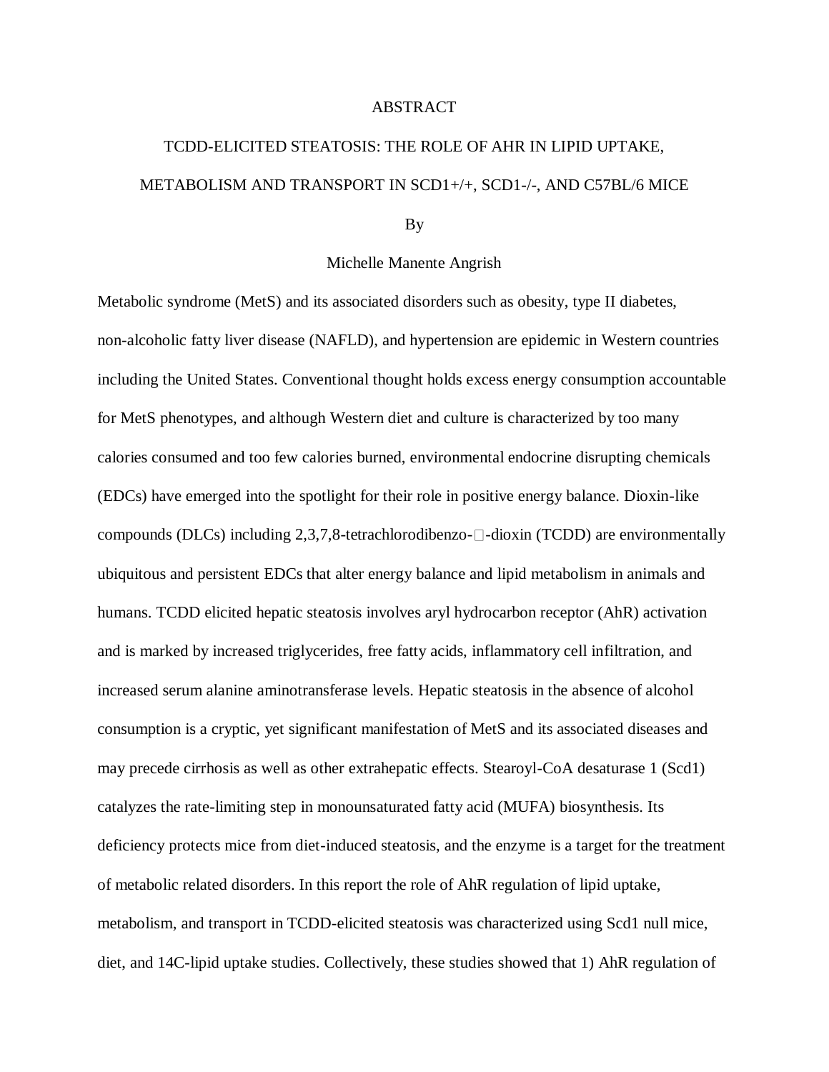# ABSTRACT

## TCDD-ELICITED STEATOSIS: THE ROLE OF AHR IN LIPID UPTAKE, METABOLISM AND TRANSPORT IN SCD1+/+, SCD1-/-, AND C57BL/6 MICE

By

Michelle Manente Angrish

Metabolic syndrome (MetS) and its associated disorders such as obesity, type II diabetes, non-alcoholic fatty liver disease (NAFLD), and hypertension are epidemic in Western countries including the United States. Conventional thought holds excess energy consumption accountable for MetS phenotypes, and although Western diet and culture is characterized by too many calories consumed and too few calories burned, environmental endocrine disrupting chemicals (EDCs) have emerged into the spotlight for their role in positive energy balance. Dioxin-like compounds (DLCs) including 2,3,7,8-tetrachlorodibenzo-□-dioxin (TCDD) are environmentally ubiquitous and persistent EDCs that alter energy balance and lipid metabolism in animals and humans. TCDD elicited hepatic steatosis involves aryl hydrocarbon receptor (AhR) activation and is marked by increased triglycerides, free fatty acids, inflammatory cell infiltration, and increased serum alanine aminotransferase levels. Hepatic steatosis in the absence of alcohol consumption is a cryptic, yet significant manifestation of MetS and its associated diseases and may precede cirrhosis as well as other extrahepatic effects. Stearoyl-CoA desaturase 1 (Scd1) catalyzes the rate-limiting step in monounsaturated fatty acid (MUFA) biosynthesis. Its deficiency protects mice from diet-induced steatosis, and the enzyme is a target for the treatment of metabolic related disorders. In this report the role of AhR regulation of lipid uptake, metabolism, and transport in TCDD-elicited steatosis was characterized using Scd1 null mice, diet, and 14C-lipid uptake studies. Collectively, these studies showed that 1) AhR regulation of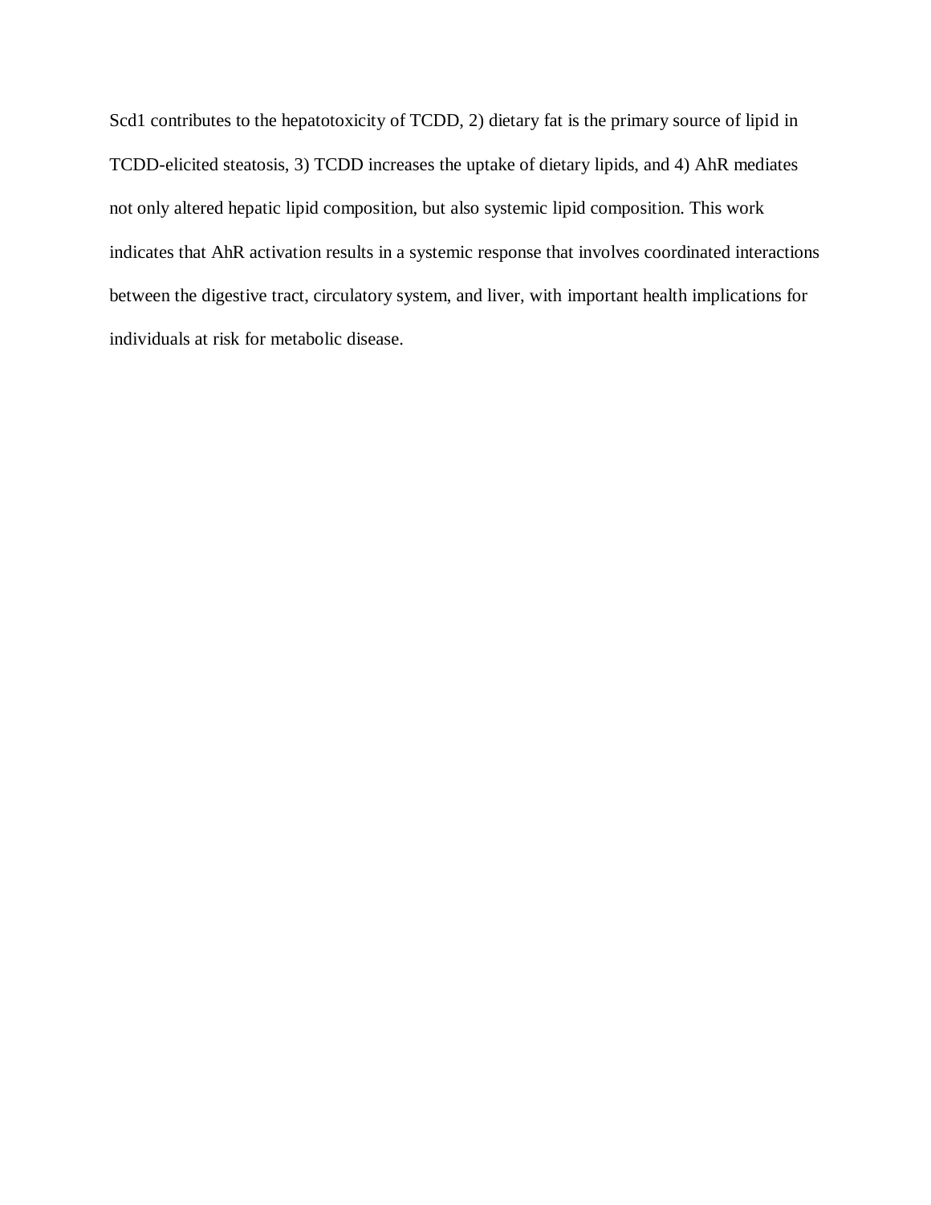Scd1 contributes to the hepatotoxicity of TCDD, 2) dietary fat is the primary source of lipid in TCDD-elicited steatosis, 3) TCDD increases the uptake of dietary lipids, and 4) AhR mediates not only altered hepatic lipid composition, but also systemic lipid composition. This work indicates that AhR activation results in a systemic response that involves coordinated interactions between the digestive tract, circulatory system, and liver, with important health implications for individuals at risk for metabolic disease.